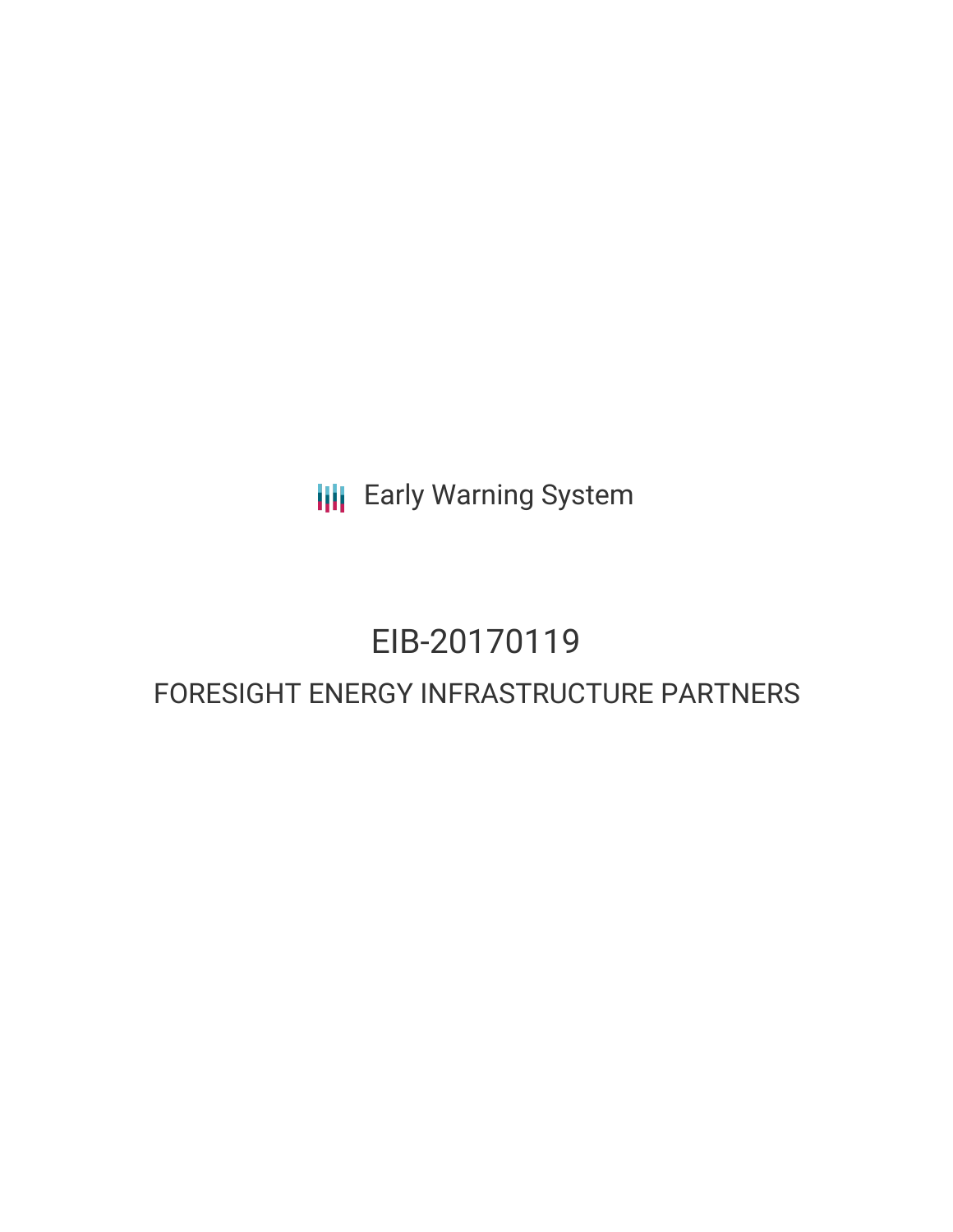Early Warning System

# EIB-20170119

## FORESIGHT ENERGY INFRASTRUCTURE PARTNERS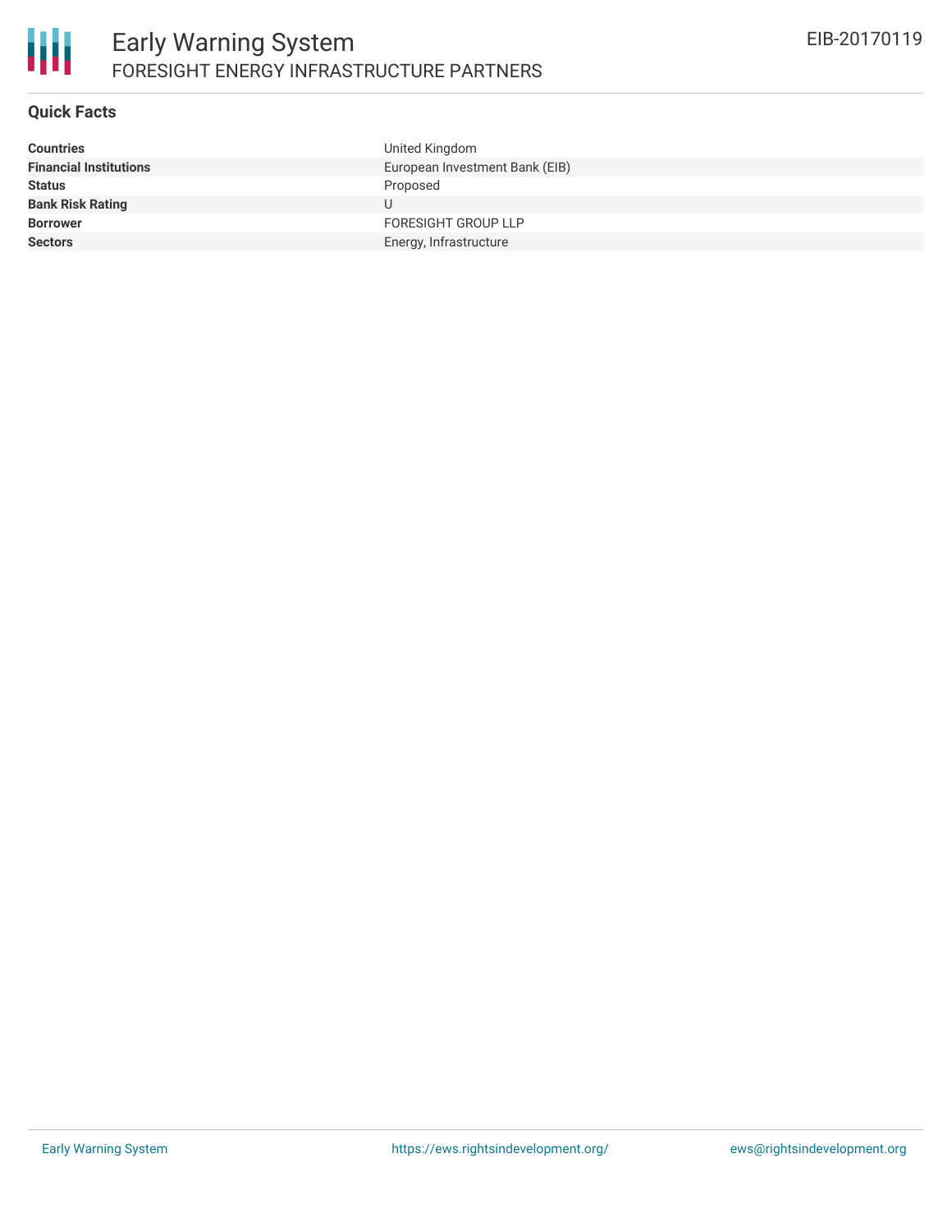# Early Warning System

## FORESIGHT ENERGY INFRASTRUCTURE PARTNERS

EIB-20170119

### Quick Facts

| | |
|---|---|
| **Countries** | United Kingdom |
| **Financial Institutions** | European Investment Bank (EIB) |
| **Status** | Proposed |
| **Bank Risk Rating** | U |
| **Borrower** | FORESIGHT GROUP LLP |
| **Sectors** | Energy, Infrastructure |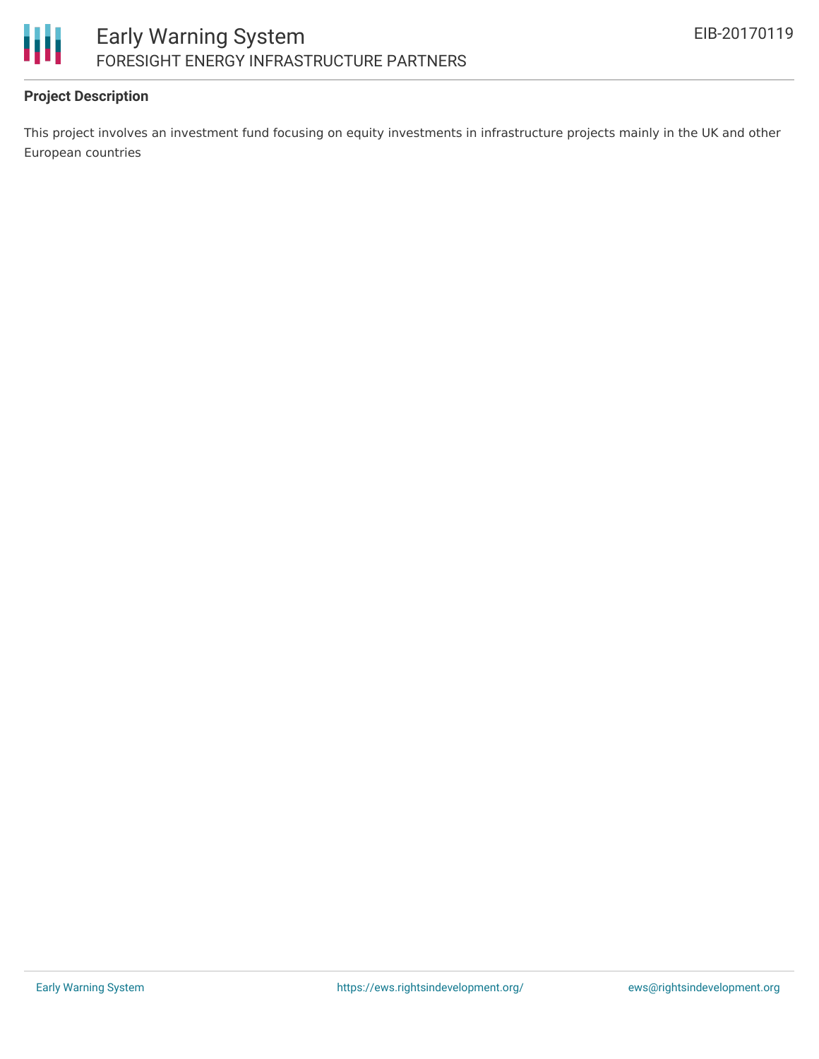**Project Description**

This project involves an investment fund focusing on equity investments in infrastructure projects mainly in the UK and other European countries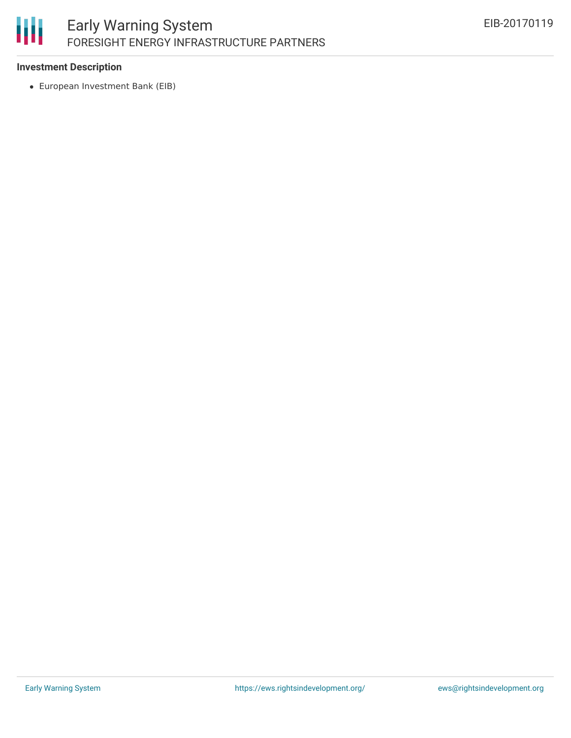**Investment Description**

- European Investment Bank (EIB)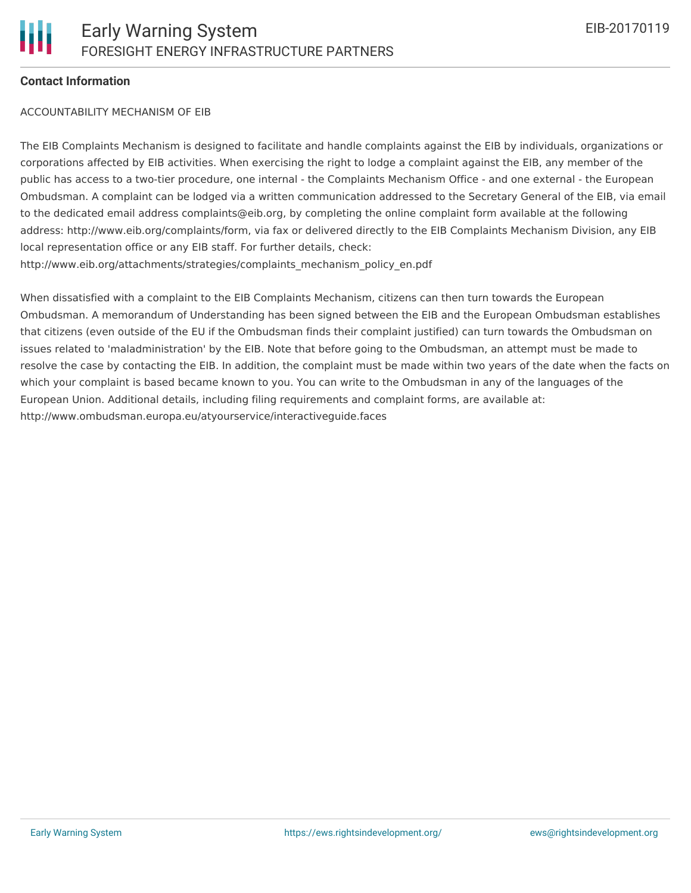**Contact Information**

ACCOUNTABILITY MECHANISM OF EIB

The EIB Complaints Mechanism is designed to facilitate and handle complaints against the EIB by individuals, organizations or corporations affected by EIB activities. When exercising the right to lodge a complaint against the EIB, any member of the public has access to a two-tier procedure, one internal - the Complaints Mechanism Office - and one external - the European Ombudsman. A complaint can be lodged via a written communication addressed to the Secretary General of the EIB, via email to the dedicated email address complaints@eib.org, by completing the online complaint form available at the following address: http://www.eib.org/complaints/form, via fax or delivered directly to the EIB Complaints Mechanism Division, any EIB local representation office or any EIB staff. For further details, check: http://www.eib.org/attachments/strategies/complaints_mechanism_policy_en.pdf

When dissatisfied with a complaint to the EIB Complaints Mechanism, citizens can then turn towards the European Ombudsman. A memorandum of Understanding has been signed between the EIB and the European Ombudsman establishes that citizens (even outside of the EU if the Ombudsman finds their complaint justified) can turn towards the Ombudsman on issues related to 'maladministration' by the EIB. Note that before going to the Ombudsman, an attempt must be made to resolve the case by contacting the EIB. In addition, the complaint must be made within two years of the date when the facts on which your complaint is based became known to you. You can write to the Ombudsman in any of the languages of the European Union. Additional details, including filing requirements and complaint forms, are available at: http://www.ombudsman.europa.eu/atyourservice/interactiveguide.faces